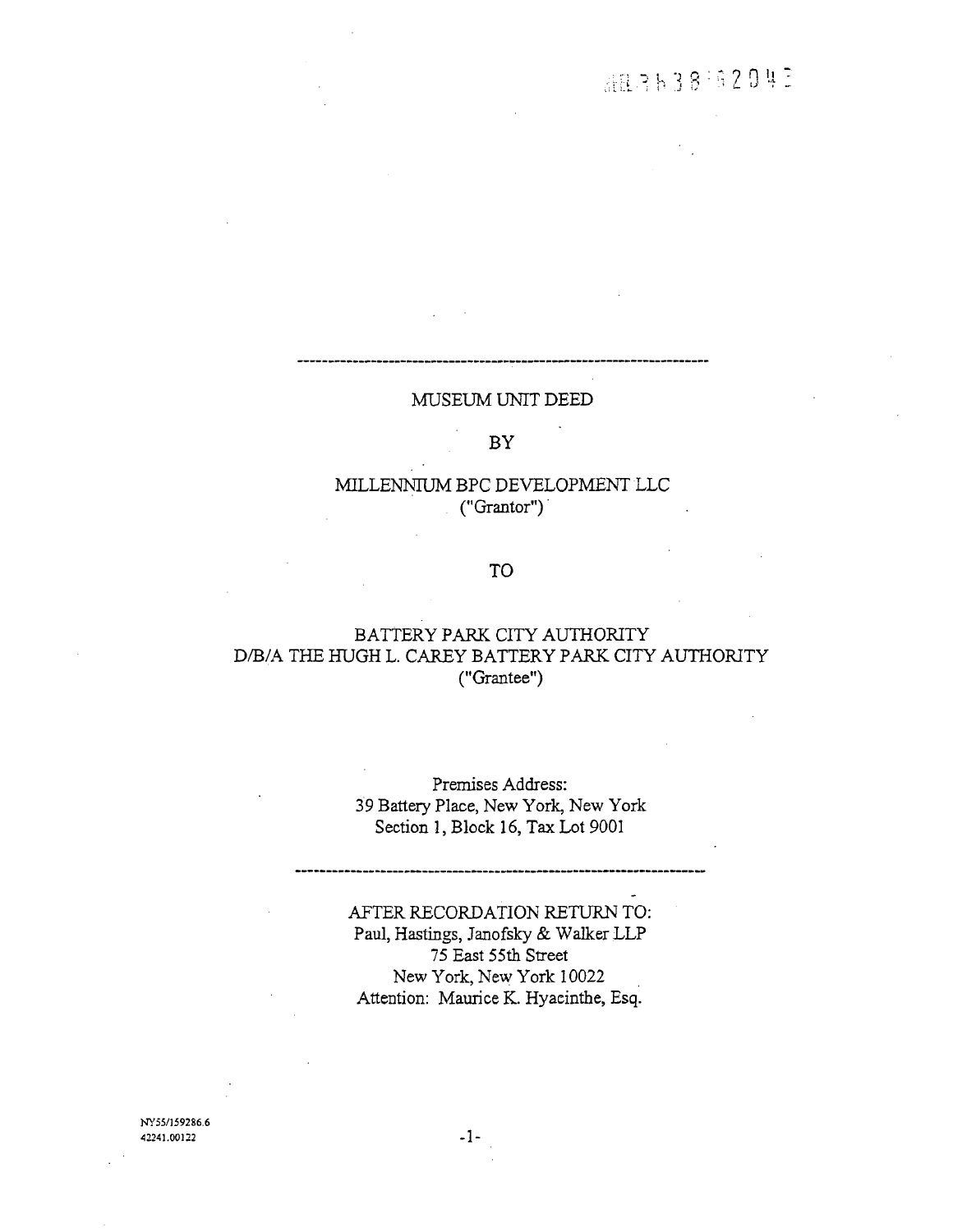REEL 3638 PG 2042

---

# MUSEUM UNIT DEED

BY

MILLENNIUM BPC DEVELOPMENT LLC
("Grantor")

TO

BATTERY PARK CITY AUTHORITY
D/B/A THE HUGH L. CAREY BATTERY PARK CITY AUTHORITY
("Grantee")

Premises Address:
39 Battery Place, New York, New York
Section 1, Block 16, Tax Lot 9001

---

AFTER RECORDATION RETURN TO:
Paul, Hastings, Janofsky & Walker LLP
75 East 55th Street
New York, New York 10022
Attention: Maurice K. Hyacinthe, Esq.

NY55/159286.6
42241.00122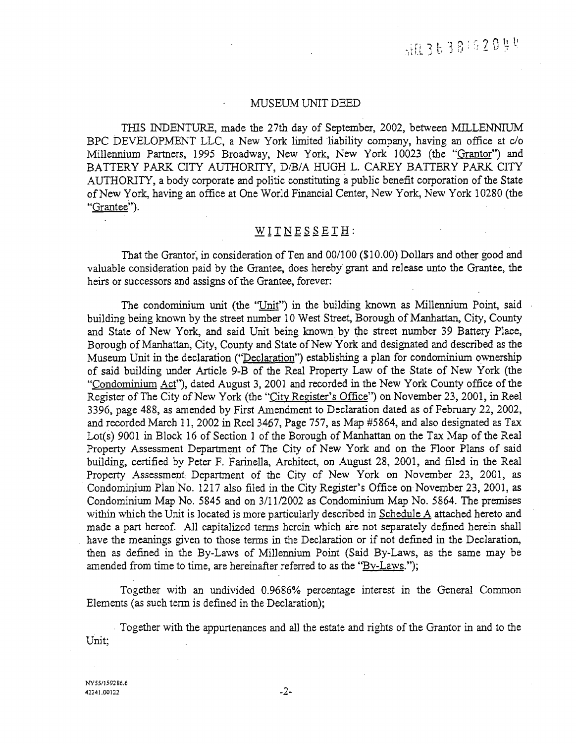# MUSEUM UNIT DEED

THIS INDENTURE, made the 27th day of September, 2002, between MILLENNIUM BPC DEVELOPMENT LLC, a New York limited liability company, having an office at c/o Millennium Partners, 1995 Broadway, New York, New York 10023 (the "Grantor") and BATTERY PARK CITY AUTHORITY, D/B/A HUGH L. CAREY BATTERY PARK CITY AUTHORITY, a body corporate and politic constituting a public benefit corporation of the State of New York, having an office at One World Financial Center, New York, New York 10280 (the "Grantee").

## WITNESSETH:

That the Grantor, in consideration of Ten and 00/100 ($10.00) Dollars and other good and valuable consideration paid by the Grantee, does hereby grant and release unto the Grantee, the heirs or successors and assigns of the Grantee, forever:

The condominium unit (the "Unit") in the building known as Millennium Point, said building being known by the street number 10 West Street, Borough of Manhattan, City, County and State of New York, and said Unit being known by the street number 39 Battery Place, Borough of Manhattan, City, County and State of New York and designated and described as the Museum Unit in the declaration ("Declaration") establishing a plan for condominium ownership of said building under Article 9-B of the Real Property Law of the State of New York (the "Condominium Act"), dated August 3, 2001 and recorded in the New York County office of the Register of The City of New York (the "City Register's Office") on November 23, 2001, in Reel 3396, page 488, as amended by First Amendment to Declaration dated as of February 22, 2002, and recorded March 11, 2002 in Reel 3467, Page 757, as Map #5864, and also designated as Tax Lot(s) 9001 in Block 16 of Section 1 of the Borough of Manhattan on the Tax Map of the Real Property Assessment Department of The City of New York and on the Floor Plans of said building, certified by Peter F. Farinella, Architect, on August 28, 2001, and filed in the Real Property Assessment Department of the City of New York on November 23, 2001, as Condominium Plan No. 1217 also filed in the City Register's Office on November 23, 2001, as Condominium Map No. 5845 and on 3/11/2002 as Condominium Map No. 5864. The premises within which the Unit is located is more particularly described in Schedule A attached hereto and made a part hereof. All capitalized terms herein which are not separately defined herein shall have the meanings given to those terms in the Declaration or if not defined in the Declaration, then as defined in the By-Laws of Millennium Point (Said By-Laws, as the same may be amended from time to time, are hereinafter referred to as the "By-Laws.");

Together with an undivided 0.9686% percentage interest in the General Common Elements (as such term is defined in the Declaration);

Together with the appurtenances and all the estate and rights of the Grantor in and to the Unit;

NY55/159286.6
42241.00122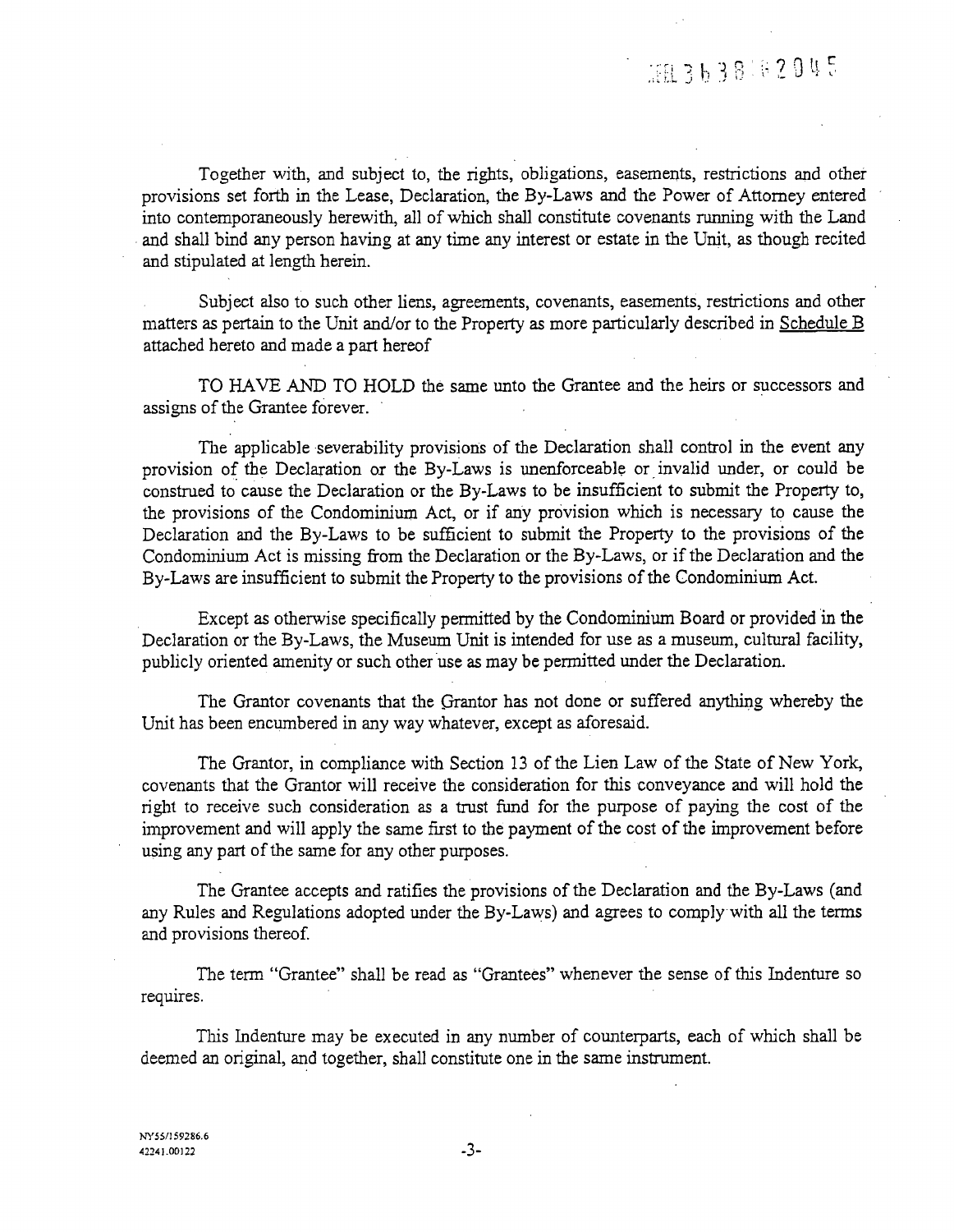Together with, and subject to, the rights, obligations, easements, restrictions and other provisions set forth in the Lease, Declaration, the By-Laws and the Power of Attorney entered into contemporaneously herewith, all of which shall constitute covenants running with the Land and shall bind any person having at any time any interest or estate in the Unit, as though recited and stipulated at length herein.

Subject also to such other liens, agreements, covenants, easements, restrictions and other matters as pertain to the Unit and/or to the Property as more particularly described in Schedule B attached hereto and made a part hereof

TO HAVE AND TO HOLD the same unto the Grantee and the heirs or successors and assigns of the Grantee forever.

The applicable severability provisions of the Declaration shall control in the event any provision of the Declaration or the By-Laws is unenforceable or invalid under, or could be construed to cause the Declaration or the By-Laws to be insufficient to submit the Property to, the provisions of the Condominium Act, or if any provision which is necessary to cause the Declaration and the By-Laws to be sufficient to submit the Property to the provisions of the Condominium Act is missing from the Declaration or the By-Laws, or if the Declaration and the By-Laws are insufficient to submit the Property to the provisions of the Condominium Act.

Except as otherwise specifically permitted by the Condominium Board or provided in the Declaration or the By-Laws, the Museum Unit is intended for use as a museum, cultural facility, publicly oriented amenity or such other use as may be permitted under the Declaration.

The Grantor covenants that the Grantor has not done or suffered anything whereby the Unit has been encumbered in any way whatever, except as aforesaid.

The Grantor, in compliance with Section 13 of the Lien Law of the State of New York, covenants that the Grantor will receive the consideration for this conveyance and will hold the right to receive such consideration as a trust fund for the purpose of paying the cost of the improvement and will apply the same first to the payment of the cost of the improvement before using any part of the same for any other purposes.

The Grantee accepts and ratifies the provisions of the Declaration and the By-Laws (and any Rules and Regulations adopted under the By-Laws) and agrees to comply with all the terms and provisions thereof.

The term "Grantee" shall be read as "Grantees" whenever the sense of this Indenture so requires.

This Indenture may be executed in any number of counterparts, each of which shall be deemed an original, and together, shall constitute one in the same instrument.

NY55/159286.6
42241.00122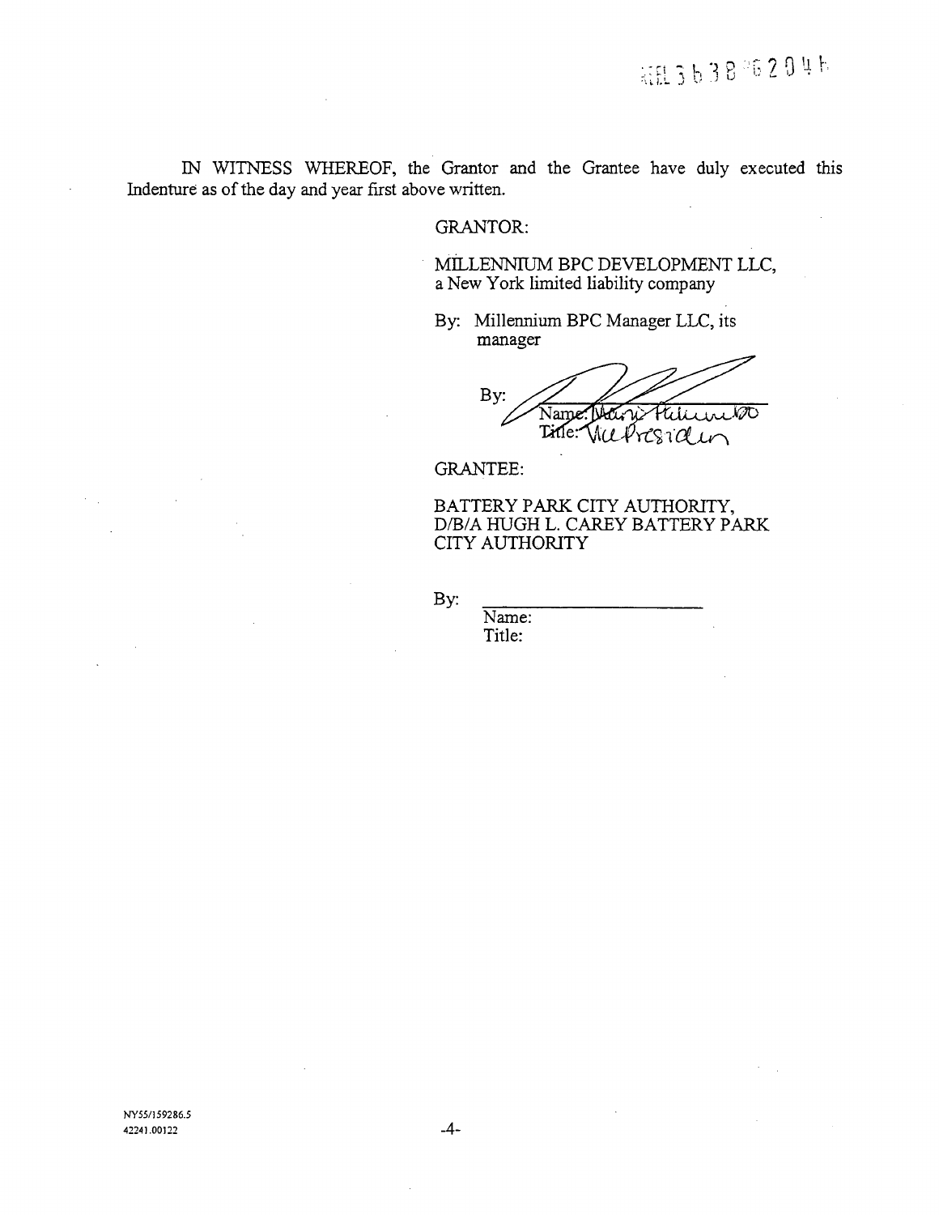IN WITNESS WHEREOF, the Grantor and the Grantee have duly executed this Indenture as of the day and year first above written.

GRANTOR:

MILLENNIUM BPC DEVELOPMENT LLC,
a New York limited liability company

By: Millennium BPC Manager LLC, its manager

By: ____________________
Name: Mario Palumbo
Title: Vice President

GRANTEE:

BATTERY PARK CITY AUTHORITY,
D/B/A HUGH L. CAREY BATTERY PARK CITY AUTHORITY

By: ____________________
Name:
Title:

NY55/159286.5
42241.00122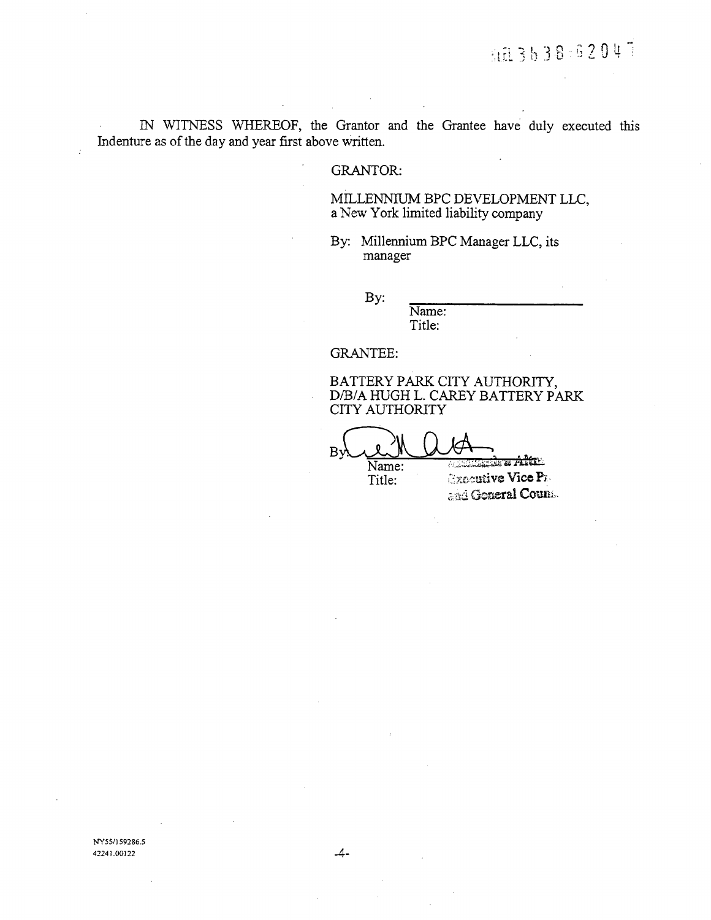IN WITNESS WHEREOF, the Grantor and the Grantee have duly executed this Indenture as of the day and year first above written.

GRANTOR:

MILLENNIUM BPC DEVELOPMENT LLC,
a New York limited liability company

By: Millennium BPC Manager LLC, its manager

By: \_\_\_\_\_\_\_\_\_\_\_\_\_\_\_\_\_\_\_\_\_\_
Name:
Title:

GRANTEE:

BATTERY PARK CITY AUTHORITY,
D/B/A HUGH L. CAREY BATTERY PARK CITY AUTHORITY

By: \_\_\_\_\_\_\_\_\_\_\_\_\_\_\_\_\_\_\_\_\_\_
Name: ... Alter
Title: Executive Vice Pr... and General Coun...

NY55/159286.5
42241.00122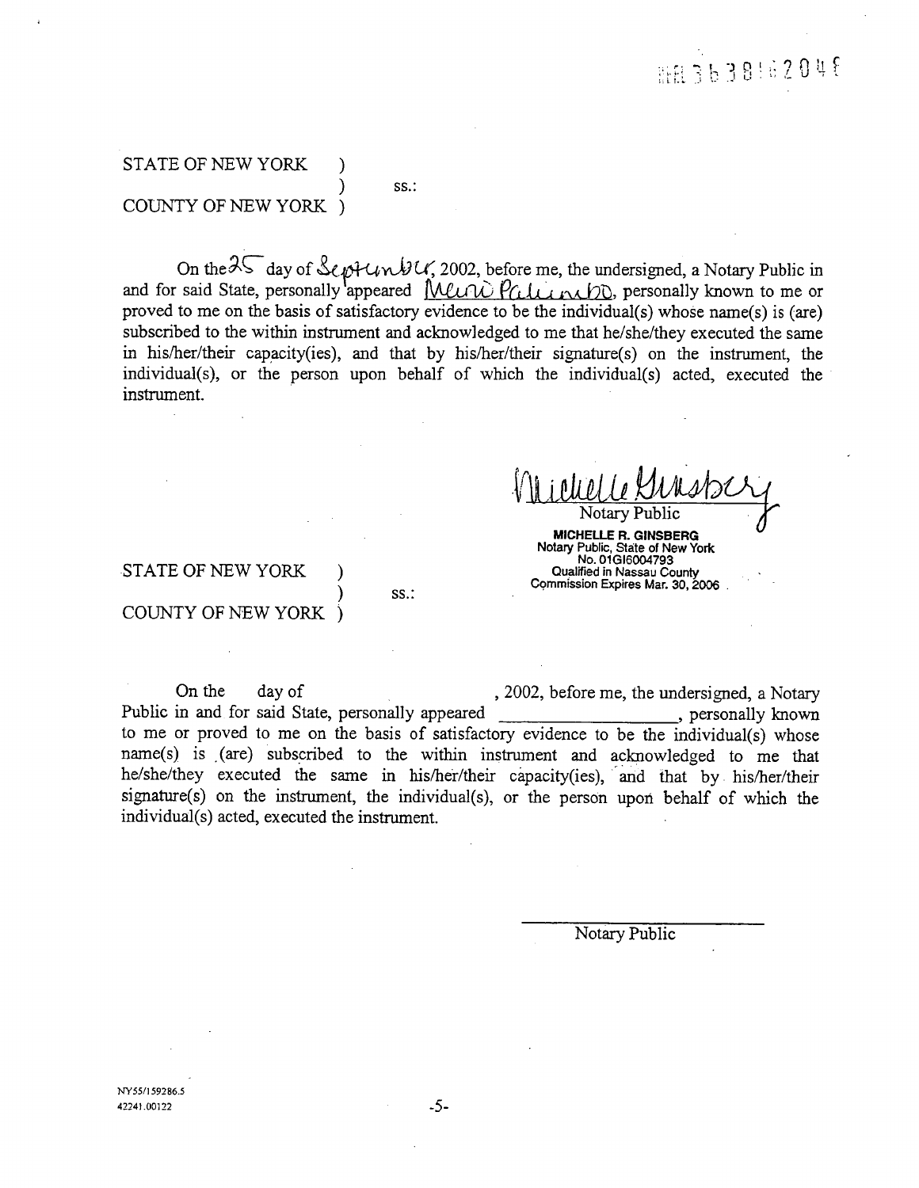STATE OF NEW YORK )
) ss.:
COUNTY OF NEW YORK )

On the 25 day of September, 2002, before me, the undersigned, a Notary Public in and for said State, personally appeared Mario Palumbo, personally known to me or proved to me on the basis of satisfactory evidence to be the individual(s) whose name(s) is (are) subscribed to the within instrument and acknowledged to me that he/she/they executed the same in his/her/their capacity(ies), and that by his/her/their signature(s) on the instrument, the individual(s), or the person upon behalf of which the individual(s) acted, executed the instrument.

Michelle Ginsberg
Notary Public

**MICHELLE R. GINSBERG**
Notary Public, State of New York
No. 01GI6004793
Qualified in Nassau County
Commission Expires Mar. 30, 2006

STATE OF NEW YORK )
) ss.:
COUNTY OF NEW YORK )

On the day of , 2002, before me, the undersigned, a Notary Public in and for said State, personally appeared ________________, personally known to me or proved to me on the basis of satisfactory evidence to be the individual(s) whose name(s) is (are) subscribed to the within instrument and acknowledged to me that he/she/they executed the same in his/her/their capacity(ies), and that by his/her/their signature(s) on the instrument, the individual(s), or the person upon behalf of which the individual(s) acted, executed the instrument.

______________________
Notary Public

NY55/159286.5
42241.00122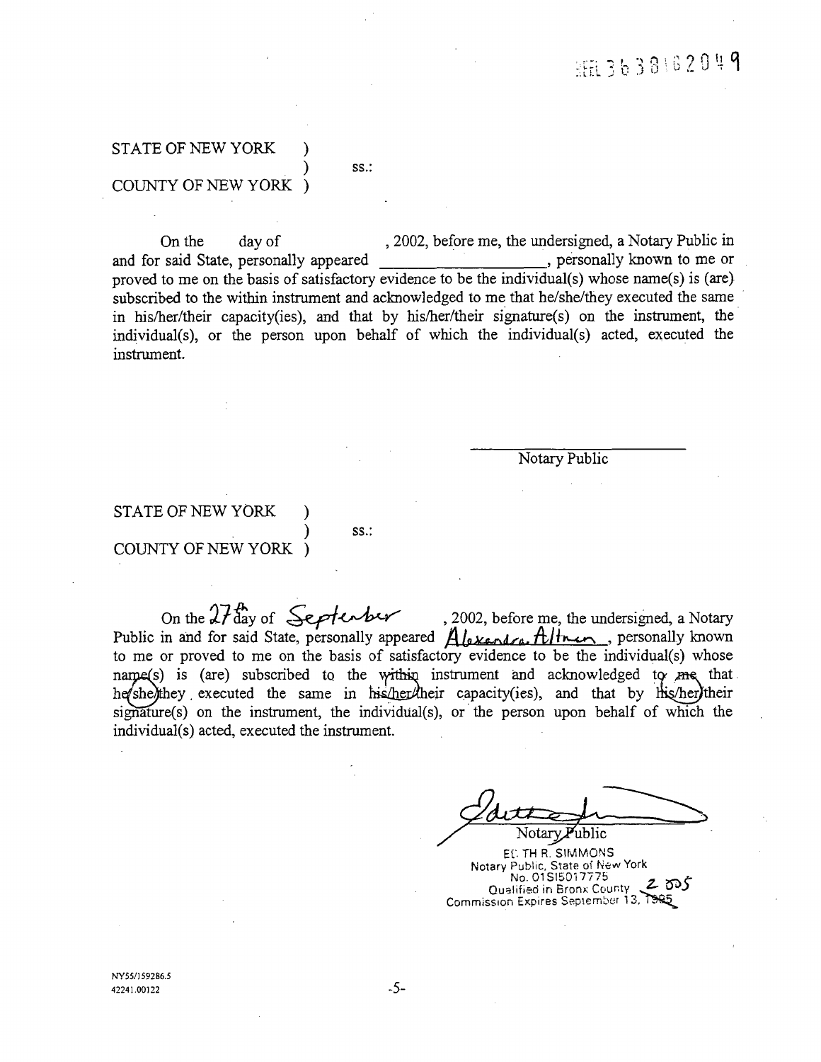REEL 3638 PAGE 2049

STATE OF NEW YORK )
) ss.:
COUNTY OF NEW YORK )

On the day of , 2002, before me, the undersigned, a Notary Public in and for said State, personally appeared ____________________, personally known to me or proved to me on the basis of satisfactory evidence to be the individual(s) whose name(s) is (are) subscribed to the within instrument and acknowledged to me that he/she/they executed the same in his/her/their capacity(ies), and that by his/her/their signature(s) on the instrument, the individual(s), or the person upon behalf of which the individual(s) acted, executed the instrument.

____________________
Notary Public

STATE OF NEW YORK )
) ss.:
COUNTY OF NEW YORK )

On the 27th day of September, 2002, before me, the undersigned, a Notary Public in and for said State, personally appeared Alexandra Altman, personally known to me or proved to me on the basis of satisfactory evidence to be the individual(s) whose name(s) is (are) subscribed to the within instrument and acknowledged to me that he/she/they executed the same in his/her/their capacity(ies), and that by his/her/their signature(s) on the instrument, the individual(s), or the person upon behalf of which the individual(s) acted, executed the instrument.

Notary Public

EDITH R. SIMMONS
Notary Public, State of New York
No. 01SI5017775
Qualified in Bronx County
Commission Expires September 13, ~~1985~~ 2005

NY55/159286.5
42241.00122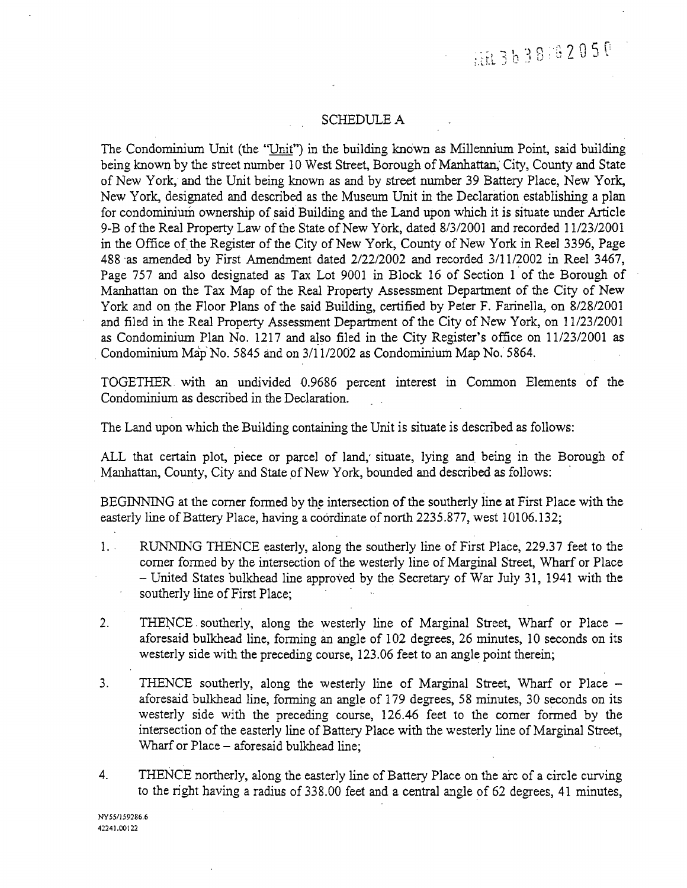## SCHEDULE A

The Condominium Unit (the "Unit") in the building known as Millennium Point, said building being known by the street number 10 West Street, Borough of Manhattan, City, County and State of New York, and the Unit being known as and by street number 39 Battery Place, New York, New York, designated and described as the Museum Unit in the Declaration establishing a plan for condominium ownership of said Building and the Land upon which it is situate under Article 9-B of the Real Property Law of the State of New York, dated 8/3/2001 and recorded 11/23/2001 in the Office of the Register of the City of New York, County of New York in Reel 3396, Page 488 as amended by First Amendment dated 2/22/2002 and recorded 3/11/2002 in Reel 3467, Page 757 and also designated as Tax Lot 9001 in Block 16 of Section 1 of the Borough of Manhattan on the Tax Map of the Real Property Assessment Department of the City of New York and on the Floor Plans of the said Building, certified by Peter F. Farinella, on 8/28/2001 and filed in the Real Property Assessment Department of the City of New York, on 11/23/2001 as Condominium Plan No. 1217 and also filed in the City Register's office on 11/23/2001 as Condominium Map No. 5845 and on 3/11/2002 as Condominium Map No. 5864.

TOGETHER with an undivided 0.9686 percent interest in Common Elements of the Condominium as described in the Declaration.

The Land upon which the Building containing the Unit is situate is described as follows:

ALL that certain plot, piece or parcel of land, situate, lying and being in the Borough of Manhattan, County, City and State of New York, bounded and described as follows:

BEGINNING at the corner formed by the intersection of the southerly line at First Place with the easterly line of Battery Place, having a coordinate of north 2235.877, west 10106.132;

1. RUNNING THENCE easterly, along the southerly line of First Place, 229.37 feet to the corner formed by the intersection of the westerly line of Marginal Street, Wharf or Place – United States bulkhead line approved by the Secretary of War July 31, 1941 with the southerly line of First Place;

2. THENCE southerly, along the westerly line of Marginal Street, Wharf or Place – aforesaid bulkhead line, forming an angle of 102 degrees, 26 minutes, 10 seconds on its westerly side with the preceding course, 123.06 feet to an angle point therein;

3. THENCE southerly, along the westerly line of Marginal Street, Wharf or Place – aforesaid bulkhead line, forming an angle of 179 degrees, 58 minutes, 30 seconds on its westerly side with the preceding course, 126.46 feet to the corner formed by the intersection of the easterly line of Battery Place with the westerly line of Marginal Street, Wharf or Place – aforesaid bulkhead line;

4. THENCE northerly, along the easterly line of Battery Place on the arc of a circle curving to the right having a radius of 338.00 feet and a central angle of 62 degrees, 41 minutes,

NY55/159286.6
42241.00122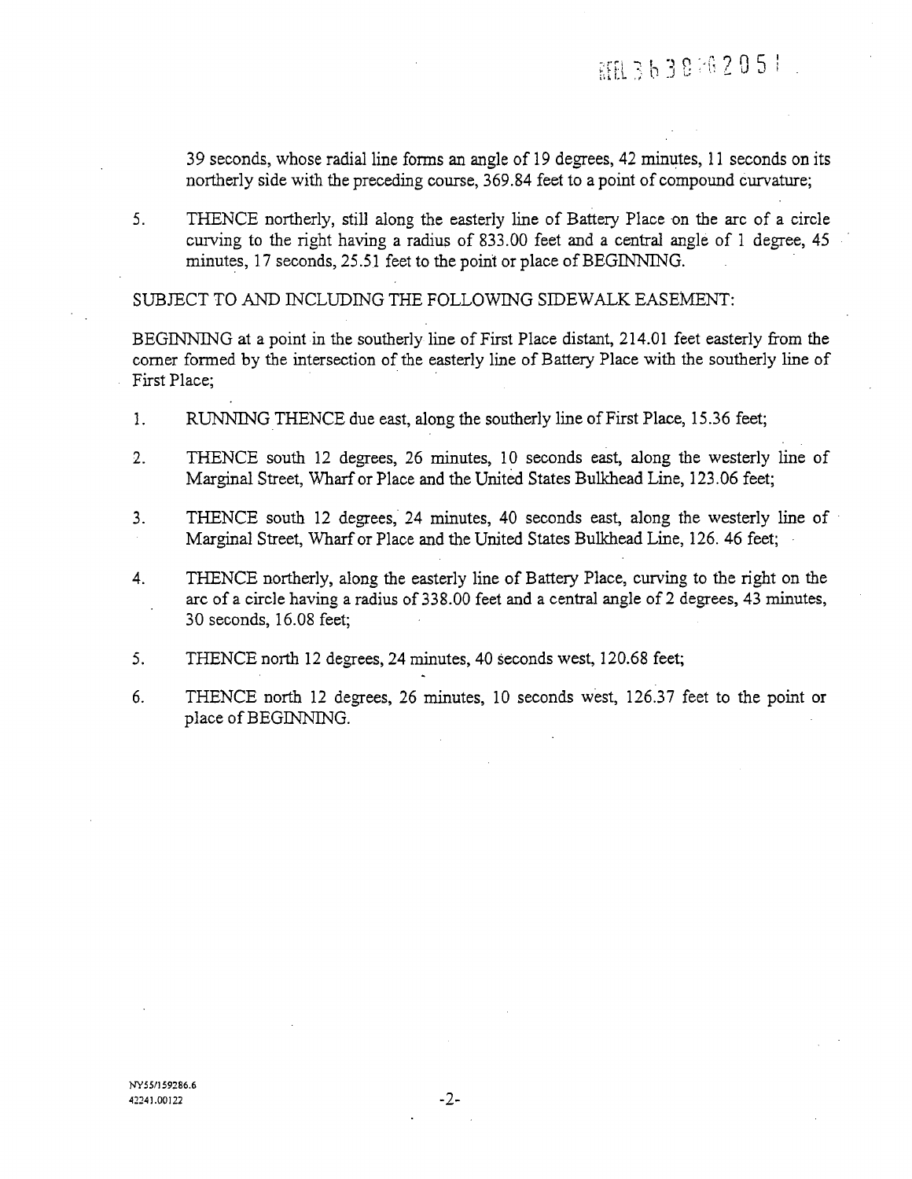39 seconds, whose radial line forms an angle of 19 degrees, 42 minutes, 11 seconds on its northerly side with the preceding course, 369.84 feet to a point of compound curvature;

5. THENCE northerly, still along the easterly line of Battery Place on the arc of a circle curving to the right having a radius of 833.00 feet and a central angle of 1 degree, 45 minutes, 17 seconds, 25.51 feet to the point or place of BEGINNING.

SUBJECT TO AND INCLUDING THE FOLLOWING SIDEWALK EASEMENT:

BEGINNING at a point in the southerly line of First Place distant, 214.01 feet easterly from the corner formed by the intersection of the easterly line of Battery Place with the southerly line of First Place;

1. RUNNING THENCE due east, along the southerly line of First Place, 15.36 feet;

2. THENCE south 12 degrees, 26 minutes, 10 seconds east, along the westerly line of Marginal Street, Wharf or Place and the United States Bulkhead Line, 123.06 feet;

3. THENCE south 12 degrees, 24 minutes, 40 seconds east, along the westerly line of Marginal Street, Wharf or Place and the United States Bulkhead Line, 126. 46 feet;

4. THENCE northerly, along the easterly line of Battery Place, curving to the right on the arc of a circle having a radius of 338.00 feet and a central angle of 2 degrees, 43 minutes, 30 seconds, 16.08 feet;

5. THENCE north 12 degrees, 24 minutes, 40 seconds west, 120.68 feet;

6. THENCE north 12 degrees, 26 minutes, 10 seconds west, 126.37 feet to the point or place of BEGINNING.

NY55/159286.6
42241.00122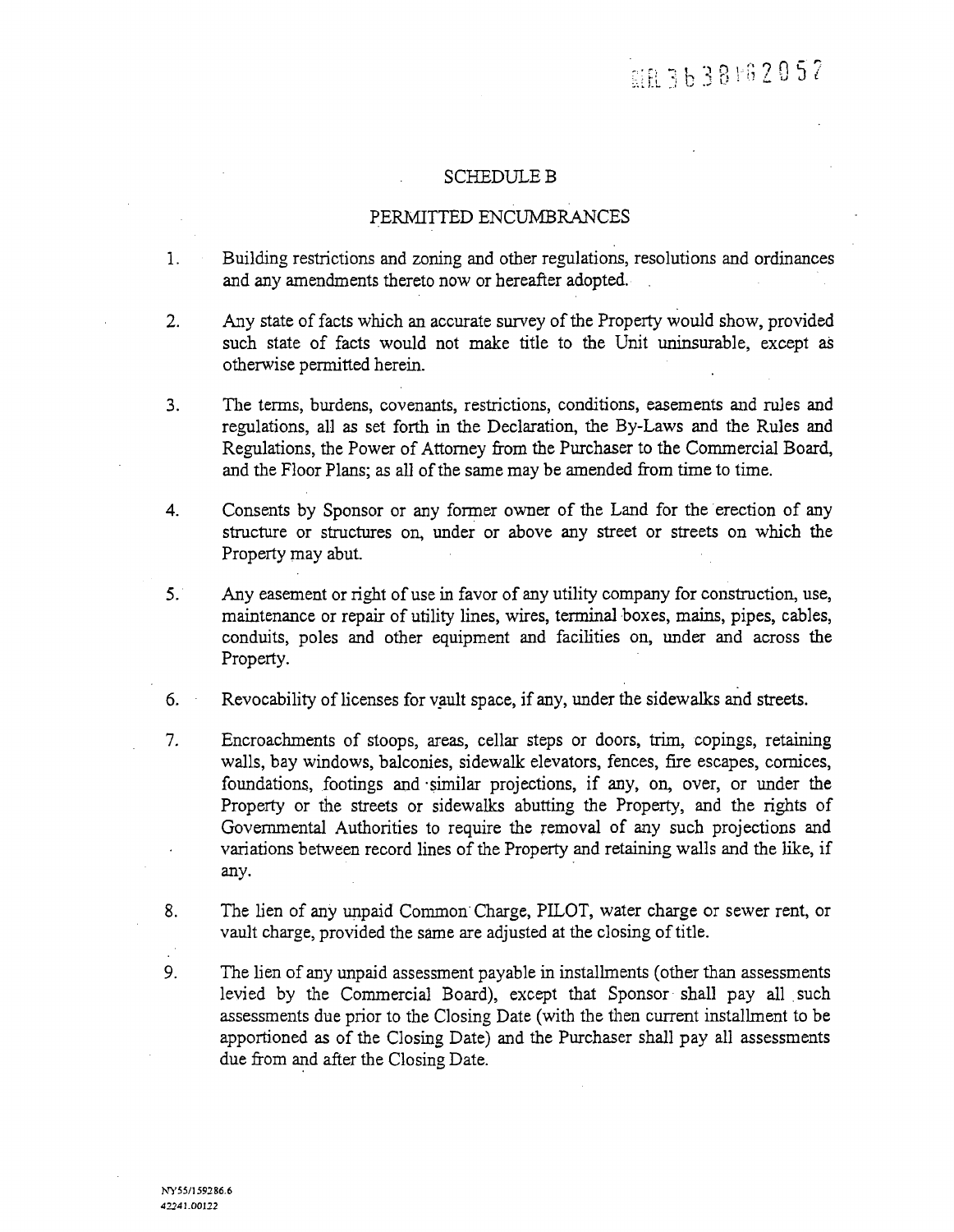## SCHEDULE B

## PERMITTED ENCUMBRANCES

1. Building restrictions and zoning and other regulations, resolutions and ordinances and any amendments thereto now or hereafter adopted.

2. Any state of facts which an accurate survey of the Property would show, provided such state of facts would not make title to the Unit uninsurable, except as otherwise permitted herein.

3. The terms, burdens, covenants, restrictions, conditions, easements and rules and regulations, all as set forth in the Declaration, the By-Laws and the Rules and Regulations, the Power of Attorney from the Purchaser to the Commercial Board, and the Floor Plans; as all of the same may be amended from time to time.

4. Consents by Sponsor or any former owner of the Land for the erection of any structure or structures on, under or above any street or streets on which the Property may abut.

5. Any easement or right of use in favor of any utility company for construction, use, maintenance or repair of utility lines, wires, terminal boxes, mains, pipes, cables, conduits, poles and other equipment and facilities on, under and across the Property.

6. Revocability of licenses for vault space, if any, under the sidewalks and streets.

7. Encroachments of stoops, areas, cellar steps or doors, trim, copings, retaining walls, bay windows, balconies, sidewalk elevators, fences, fire escapes, cornices, foundations, footings and similar projections, if any, on, over, or under the Property or the streets or sidewalks abutting the Property, and the rights of Governmental Authorities to require the removal of any such projections and variations between record lines of the Property and retaining walls and the like, if any.

8. The lien of any unpaid Common Charge, PILOT, water charge or sewer rent, or vault charge, provided the same are adjusted at the closing of title.

9. The lien of any unpaid assessment payable in installments (other than assessments levied by the Commercial Board), except that Sponsor shall pay all such assessments due prior to the Closing Date (with the then current installment to be apportioned as of the Closing Date) and the Purchaser shall pay all assessments due from and after the Closing Date.

NY55/159286.6
42241.00122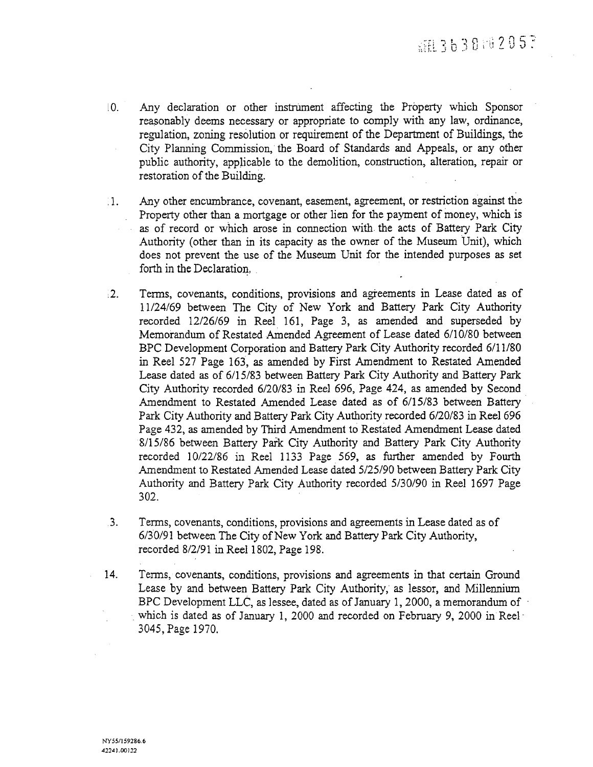10. Any declaration or other instrument affecting the Property which Sponsor reasonably deems necessary or appropriate to comply with any law, ordinance, regulation, zoning resolution or requirement of the Department of Buildings, the City Planning Commission, the Board of Standards and Appeals, or any other public authority, applicable to the demolition, construction, alteration, repair or restoration of the Building.

11. Any other encumbrance, covenant, easement, agreement, or restriction against the Property other than a mortgage or other lien for the payment of money, which is as of record or which arose in connection with the acts of Battery Park City Authority (other than in its capacity as the owner of the Museum Unit), which does not prevent the use of the Museum Unit for the intended purposes as set forth in the Declaration.

12. Terms, covenants, conditions, provisions and agreements in Lease dated as of 11/24/69 between The City of New York and Battery Park City Authority recorded 12/26/69 in Reel 161, Page 3, as amended and superseded by Memorandum of Restated Amended Agreement of Lease dated 6/10/80 between BPC Development Corporation and Battery Park City Authority recorded 6/11/80 in Reel 527 Page 163, as amended by First Amendment to Restated Amended Lease dated as of 6/15/83 between Battery Park City Authority and Battery Park City Authority recorded 6/20/83 in Reel 696, Page 424, as amended by Second Amendment to Restated Amended Lease dated as of 6/15/83 between Battery Park City Authority and Battery Park City Authority recorded 6/20/83 in Reel 696 Page 432, as amended by Third Amendment to Restated Amendment Lease dated 8/15/86 between Battery Park City Authority and Battery Park City Authority recorded 10/22/86 in Reel 1133 Page 569, as further amended by Fourth Amendment to Restated Amended Lease dated 5/25/90 between Battery Park City Authority and Battery Park City Authority recorded 5/30/90 in Reel 1697 Page 302.

13. Terms, covenants, conditions, provisions and agreements in Lease dated as of 6/30/91 between The City of New York and Battery Park City Authority, recorded 8/2/91 in Reel 1802, Page 198.

14. Terms, covenants, conditions, provisions and agreements in that certain Ground Lease by and between Battery Park City Authority, as lessor, and Millennium BPC Development LLC, as lessee, dated as of January 1, 2000, a memorandum of which is dated as of January 1, 2000 and recorded on February 9, 2000 in Reel 3045, Page 1970.

NY55/159286.6
42241.00122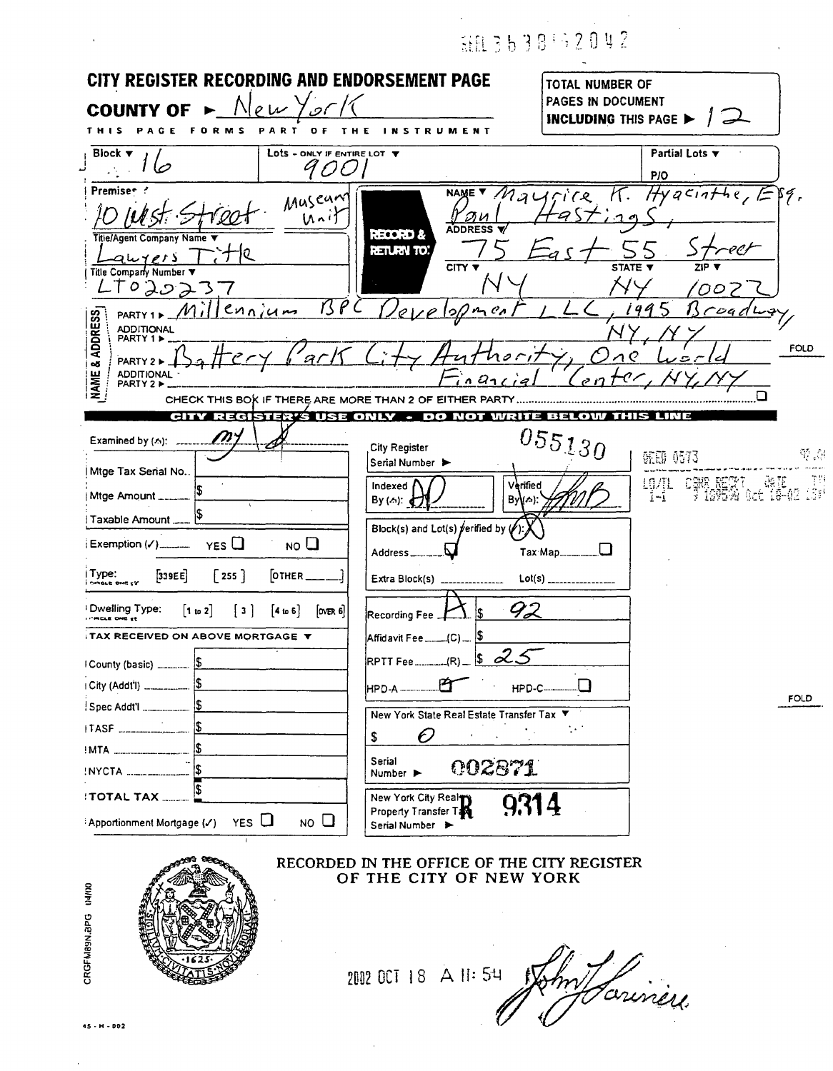2002 36 38 2042

# CITY REGISTER RECORDING AND ENDORSEMENT PAGE

**COUNTY OF** ► New York

THIS PAGE FORMS PART OF THE INSTRUMENT

**TOTAL NUMBER OF PAGES IN DOCUMENT INCLUDING THIS PAGE** ► 12

| Block ▼ | Lots - ONLY IF ENTIRE LOT ▼ | Partial Lots ▼ |
|---|---|---|
| 16 | 9001 | P/O |

Premises: 10 West Street Museum Unit

Title/Agent Company Name ▼ Lawyers Title

Title Company Number ▼ LT020237

**RECORD & RETURN TO:**

NAME ▼ Maurice K. Hyacinthe, Esq. Paul Hastings,

ADDRESS ▼ 75 East 55 Street

CITY ▼ NY STATE ▼ NY ZIP ▼ 10022

**NAME & ADDRESS**

PARTY 1 ► Millennium BPC Development, LLC, 1995 Broadway,

ADDITIONAL PARTY 1 ► NY, NY

PARTY 2 ► Battery Park City Authority, One World

ADDITIONAL PARTY 2 ► Financial Center, NY, NY

CHECK THIS BOX IF THERE ARE MORE THAN 2 OF EITHER PARTY ☐

FOLD

**CITY REGISTER'S USE ONLY - DO NOT WRITE BELOW THIS LINE**

Examined by (✓): my

Mtge Tax Serial No.

Mtge Amount $

Taxable Amount $

Exemption (✓) YES ☐ NO ☐

Type: CIRCLE ONE (✓) [339EE] [255] [OTHER ___]

Dwelling Type: CIRCLE ONE (✓) [1 to 2] [3] [4 to 6] [OVER 6]

**TAX RECEIVED ON ABOVE MORTGAGE ▼**

| | |
|---|---|
| County (basic) | $ |
| City (Addt'l) | $ |
| Spec Addt'l | $ |
| TASF | $ |
| MTA | $ |
| NYCTA | $ |
| **TOTAL TAX** | $ |

Apportionment Mortgage (✓) YES ☐ NO ☐

City Register Serial Number ► 055130

Indexed By (✓): AP Verified By (✓): AMB

Block(s) and Lot(s) verified by (✓): X

Address ☑ Tax Map ☐

Extra Block(s) ____ Lot(s) ____

Recording Fee A $ 92

Affidavit Fee (C) $

RPTT Fee (R) $ 25

HPD-A ☑ HPD-C ☐

New York State Real Estate Transfer Tax ▼

$ 0

Serial Number ► 002871

New York City Real Property Transfer Tax Serial Number ► R 9314

DEED 0573
LOT/L CSHR RECPT DATE
1-1 9 10950 Oct 18-02

FOLD

RECORDED IN THE OFFICE OF THE CITY REGISTER OF THE CITY OF NEW YORK

2002 OCT 18 A 11:54

John Lariviere

CRGFM89N.BPG 04/00

45-H-002